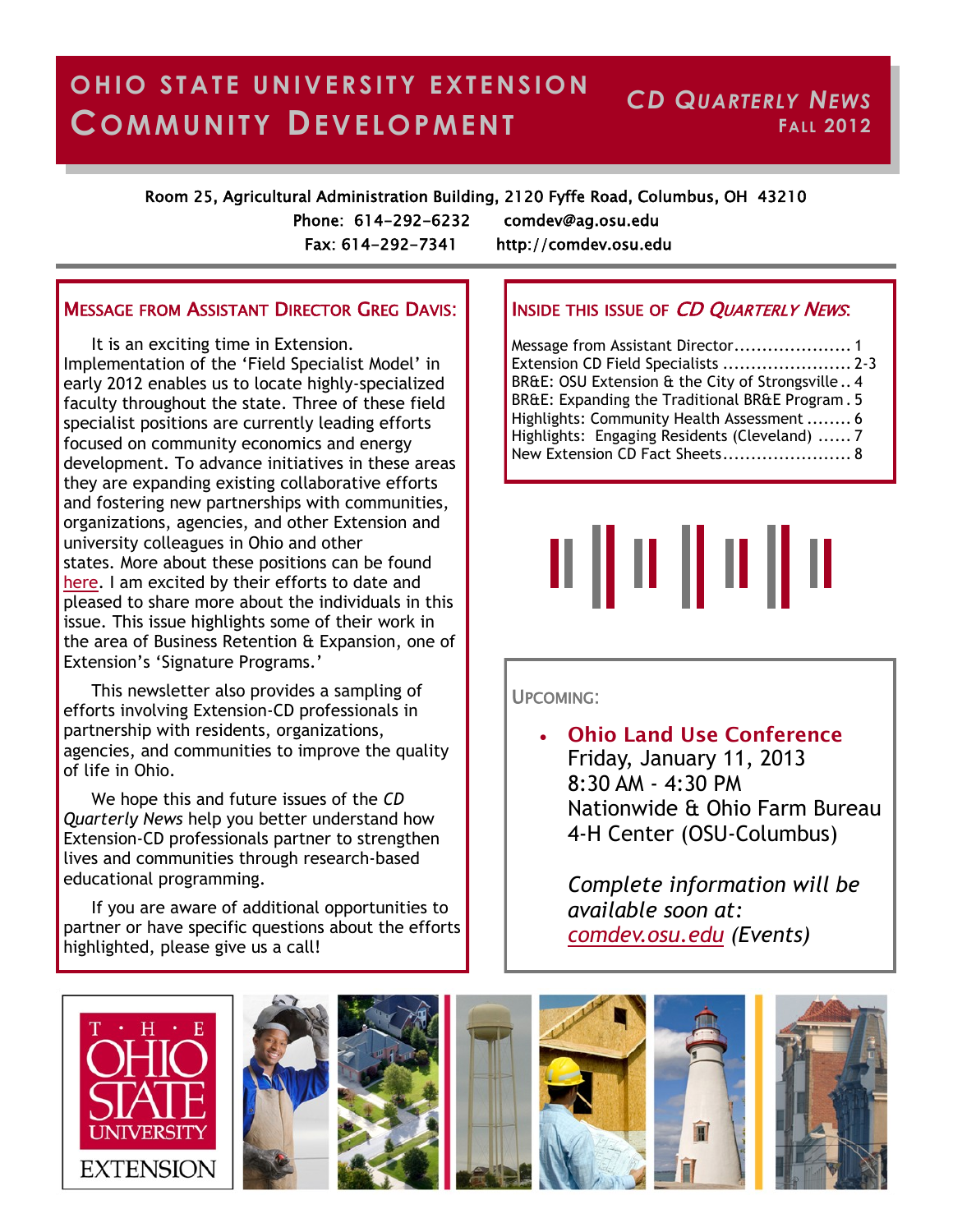# OHIO STATE UNIVERSITY EXTENSION COMMUNITY DEVELOPMENT

**CD QUARTERLY NEWS**
**FALL 2012**

Room 25, Agricultural Administration Building, 2120 Fyffe Road, Columbus, OH 43210
Phone: 614-292-6232 comdev@ag.osu.edu
Fax: 614-292-7341 http://comdev.osu.edu

## MESSAGE FROM ASSISTANT DIRECTOR GREG DAVIS:

It is an exciting time in Extension. Implementation of the 'Field Specialist Model' in early 2012 enables us to locate highly-specialized faculty throughout the state. Three of these field specialist positions are currently leading efforts focused on community economics and energy development. To advance initiatives in these areas they are expanding existing collaborative efforts and fostering new partnerships with communities, organizations, agencies, and other Extension and university colleagues in Ohio and other states. More about these positions can be found here. I am excited by their efforts to date and pleased to share more about the individuals in this issue. This issue highlights some of their work in the area of Business Retention & Expansion, one of Extension's 'Signature Programs.'

This newsletter also provides a sampling of efforts involving Extension-CD professionals in partnership with residents, organizations, agencies, and communities to improve the quality of life in Ohio.

We hope this and future issues of the *CD Quarterly News* help you better understand how Extension-CD professionals partner to strengthen lives and communities through research-based educational programming.

If you are aware of additional opportunities to partner or have specific questions about the efforts highlighted, please give us a call!

## INSIDE THIS ISSUE OF *CD QUARTERLY NEWS*:

- Message from Assistant Director .................... 1
- Extension CD Field Specialists ...................... 2-3
- BR&E: OSU Extension & the City of Strongsville .. 4
- BR&E: Expanding the Traditional BR&E Program . 5
- Highlights: Community Health Assessment ........ 6
- Highlights: Engaging Residents (Cleveland) ...... 7
- New Extension CD Fact Sheets ....................... 8

## UPCOMING:

- **Ohio Land Use Conference**
  Friday, January 11, 2013
  8:30 AM - 4:30 PM
  Nationwide & Ohio Farm Bureau 4-H Center (OSU-Columbus)

  *Complete information will be available soon at: comdev.osu.edu (Events)*

THE OHIO STATE UNIVERSITY EXTENSION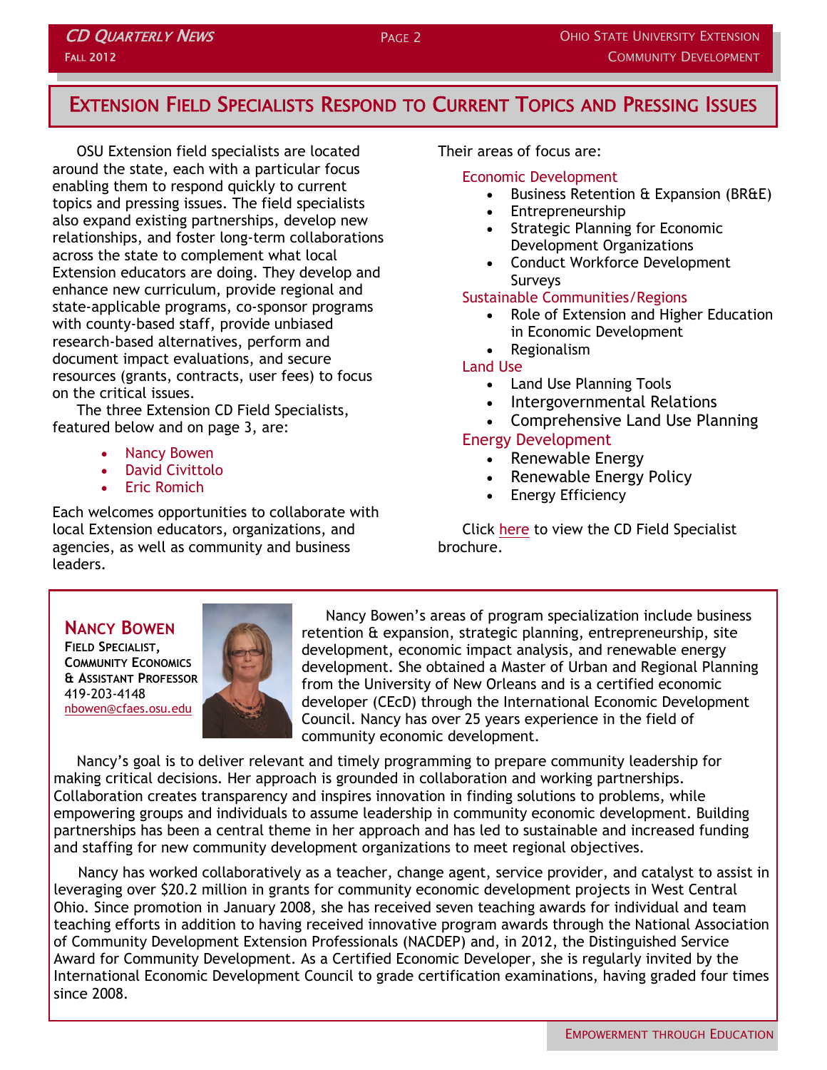# Extension Field Specialists Respond to Current Topics and Pressing Issues

OSU Extension field specialists are located around the state, each with a particular focus enabling them to respond quickly to current topics and pressing issues. The field specialists also expand existing partnerships, develop new relationships, and foster long-term collaborations across the state to complement what local Extension educators are doing. They develop and enhance new curriculum, provide regional and state-applicable programs, co-sponsor programs with county-based staff, provide unbiased research-based alternatives, perform and document impact evaluations, and secure resources (grants, contracts, user fees) to focus on the critical issues.

The three Extension CD Field Specialists, featured below and on page 3, are:

- Nancy Bowen
- David Civittolo
- Eric Romich

Each welcomes opportunities to collaborate with local Extension educators, organizations, and agencies, as well as community and business leaders.

Their areas of focus are:

Economic Development
- Business Retention & Expansion (BR&E)
- Entrepreneurship
- Strategic Planning for Economic Development Organizations
- Conduct Workforce Development Surveys

Sustainable Communities/Regions
- Role of Extension and Higher Education in Economic Development
- Regionalism

Land Use
- Land Use Planning Tools
- Intergovernmental Relations
- Comprehensive Land Use Planning

Energy Development
- Renewable Energy
- Renewable Energy Policy
- Energy Efficiency

Click here to view the CD Field Specialist brochure.

## Nancy Bowen

**Field Specialist, Community Economics & Assistant Professor**
419-203-4148
nbowen@cfaes.osu.edu

Nancy Bowen's areas of program specialization include business retention & expansion, strategic planning, entrepreneurship, site development, economic impact analysis, and renewable energy development. She obtained a Master of Urban and Regional Planning from the University of New Orleans and is a certified economic developer (CEcD) through the International Economic Development Council. Nancy has over 25 years experience in the field of community economic development.

Nancy's goal is to deliver relevant and timely programming to prepare community leadership for making critical decisions. Her approach is grounded in collaboration and working partnerships. Collaboration creates transparency and inspires innovation in finding solutions to problems, while empowering groups and individuals to assume leadership in community economic development. Building partnerships has been a central theme in her approach and has led to sustainable and increased funding and staffing for new community development organizations to meet regional objectives.

Nancy has worked collaboratively as a teacher, change agent, service provider, and catalyst to assist in leveraging over $20.2 million in grants for community economic development projects in West Central Ohio. Since promotion in January 2008, she has received seven teaching awards for individual and team teaching efforts in addition to having received innovative program awards through the National Association of Community Development Extension Professionals (NACDEP) and, in 2012, the Distinguished Service Award for Community Development. As a Certified Economic Developer, she is regularly invited by the International Economic Development Council to grade certification examinations, having graded four times since 2008.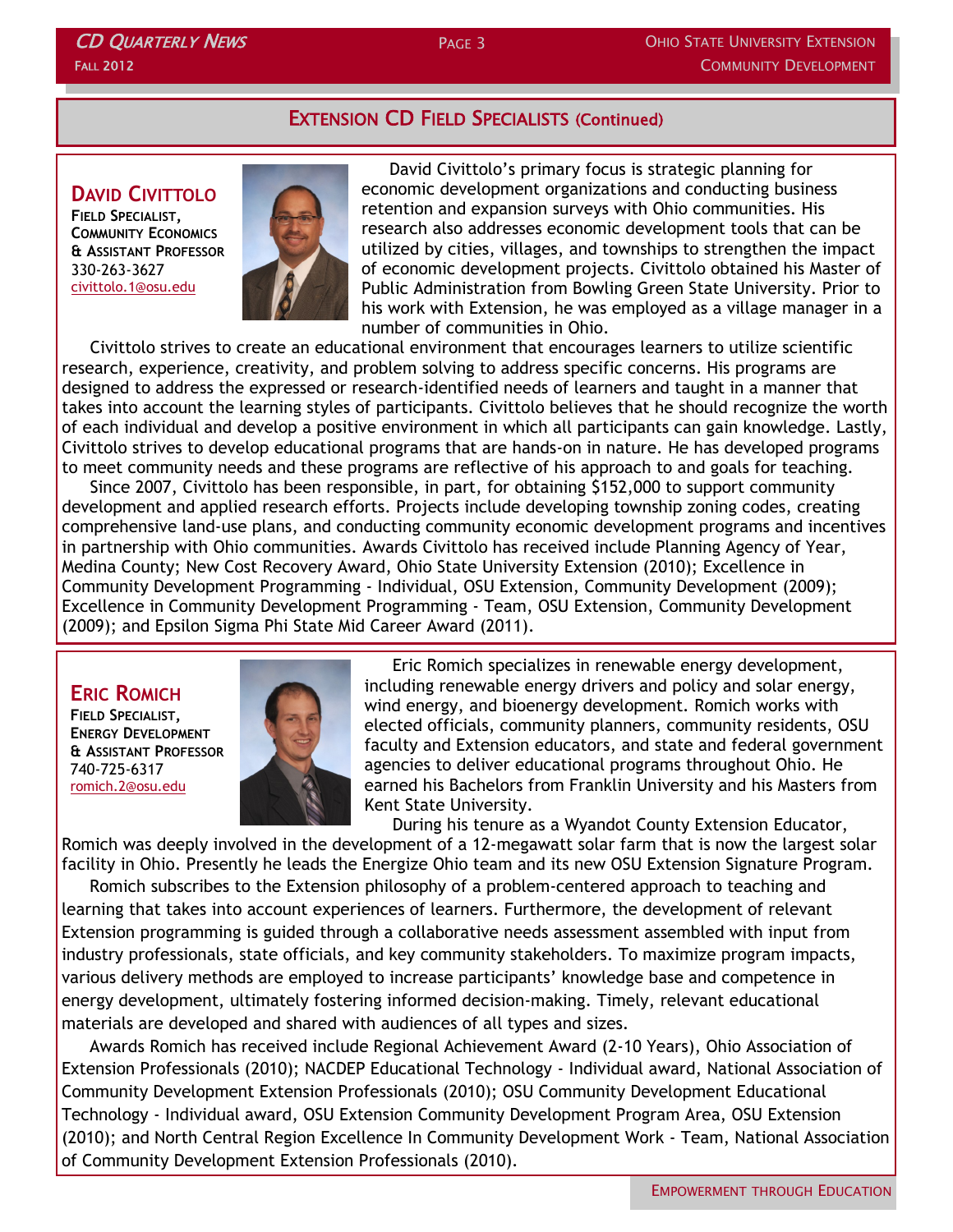## EXTENSION CD FIELD SPECIALISTS (Continued)

### DAVID CIVITTOLO

**FIELD SPECIALIST, COMMUNITY ECONOMICS & ASSISTANT PROFESSOR**
330-263-3627
civittolo.1@osu.edu

David Civittolo's primary focus is strategic planning for economic development organizations and conducting business retention and expansion surveys with Ohio communities. His research also addresses economic development tools that can be utilized by cities, villages, and townships to strengthen the impact of economic development projects. Civittolo obtained his Master of Public Administration from Bowling Green State University. Prior to his work with Extension, he was employed as a village manager in a number of communities in Ohio.

Civittolo strives to create an educational environment that encourages learners to utilize scientific research, experience, creativity, and problem solving to address specific concerns. His programs are designed to address the expressed or research-identified needs of learners and taught in a manner that takes into account the learning styles of participants. Civittolo believes that he should recognize the worth of each individual and develop a positive environment in which all participants can gain knowledge. Lastly, Civittolo strives to develop educational programs that are hands-on in nature. He has developed programs to meet community needs and these programs are reflective of his approach to and goals for teaching.

Since 2007, Civittolo has been responsible, in part, for obtaining $152,000 to support community development and applied research efforts. Projects include developing township zoning codes, creating comprehensive land-use plans, and conducting community economic development programs and incentives in partnership with Ohio communities. Awards Civittolo has received include Planning Agency of Year, Medina County; New Cost Recovery Award, Ohio State University Extension (2010); Excellence in Community Development Programming - Individual, OSU Extension, Community Development (2009); Excellence in Community Development Programming - Team, OSU Extension, Community Development (2009); and Epsilon Sigma Phi State Mid Career Award (2011).

### ERIC ROMICH

**FIELD SPECIALIST, ENERGY DEVELOPMENT & ASSISTANT PROFESSOR**
740-725-6317
romich.2@osu.edu

Eric Romich specializes in renewable energy development, including renewable energy drivers and policy and solar energy, wind energy, and bioenergy development. Romich works with elected officials, community planners, community residents, OSU faculty and Extension educators, and state and federal government agencies to deliver educational programs throughout Ohio. He earned his Bachelors from Franklin University and his Masters from Kent State University.

During his tenure as a Wyandot County Extension Educator, Romich was deeply involved in the development of a 12-megawatt solar farm that is now the largest solar facility in Ohio. Presently he leads the Energize Ohio team and its new OSU Extension Signature Program.

Romich subscribes to the Extension philosophy of a problem-centered approach to teaching and learning that takes into account experiences of learners. Furthermore, the development of relevant Extension programming is guided through a collaborative needs assessment assembled with input from industry professionals, state officials, and key community stakeholders. To maximize program impacts, various delivery methods are employed to increase participants' knowledge base and competence in energy development, ultimately fostering informed decision-making. Timely, relevant educational materials are developed and shared with audiences of all types and sizes.

Awards Romich has received include Regional Achievement Award (2-10 Years), Ohio Association of Extension Professionals (2010); NACDEP Educational Technology - Individual award, National Association of Community Development Extension Professionals (2010); OSU Community Development Educational Technology - Individual award, OSU Extension Community Development Program Area, OSU Extension (2010); and North Central Region Excellence In Community Development Work - Team, National Association of Community Development Extension Professionals (2010).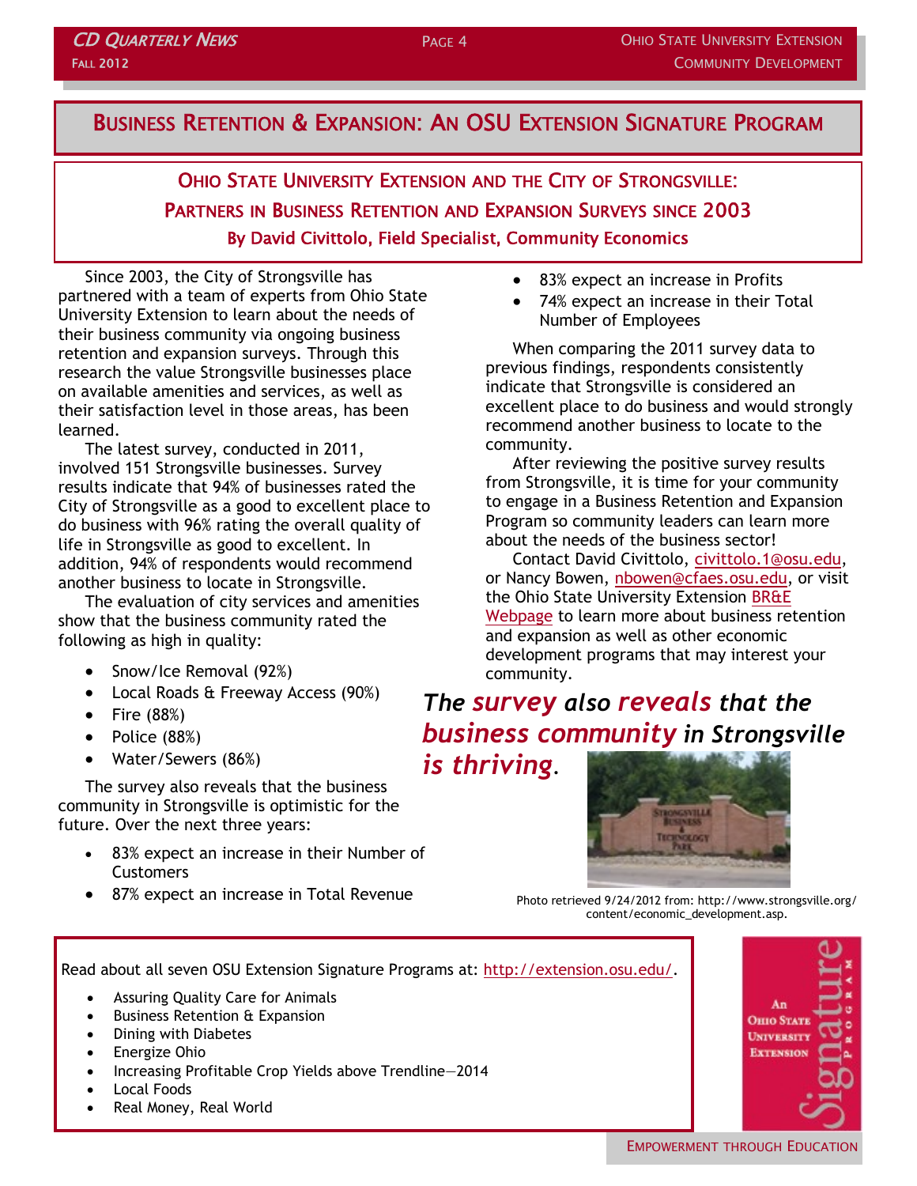# Business Retention & Expansion: An OSU Extension Signature Program

## Ohio State University Extension and the City of Strongsville: Partners in Business Retention and Expansion Surveys since 2003

**By David Civittolo, Field Specialist, Community Economics**

Since 2003, the City of Strongsville has partnered with a team of experts from Ohio State University Extension to learn about the needs of their business community via ongoing business retention and expansion surveys. Through this research the value Strongsville businesses place on available amenities and services, as well as their satisfaction level in those areas, has been learned.

The latest survey, conducted in 2011, involved 151 Strongsville businesses. Survey results indicate that 94% of businesses rated the City of Strongsville as a good to excellent place to do business with 96% rating the overall quality of life in Strongsville as good to excellent. In addition, 94% of respondents would recommend another business to locate in Strongsville.

The evaluation of city services and amenities show that the business community rated the following as high in quality:

- Snow/Ice Removal (92%)
- Local Roads & Freeway Access (90%)
- Fire (88%)
- Police (88%)
- Water/Sewers (86%)

The survey also reveals that the business community in Strongsville is optimistic for the future. Over the next three years:

- 83% expect an increase in their Number of Customers
- 87% expect an increase in Total Revenue
- 83% expect an increase in Profits
- 74% expect an increase in their Total Number of Employees

When comparing the 2011 survey data to previous findings, respondents consistently indicate that Strongsville is considered an excellent place to do business and would strongly recommend another business to locate to the community.

After reviewing the positive survey results from Strongsville, it is time for your community to engage in a Business Retention and Expansion Program so community leaders can learn more about the needs of the business sector!

Contact David Civittolo, civittolo.1@osu.edu, or Nancy Bowen, nbowen@cfaes.osu.edu, or visit the Ohio State University Extension BR&E Webpage to learn more about business retention and expansion as well as other economic development programs that may interest your community.

***The survey also reveals that the business community in Strongsville is thriving.***

Photo retrieved 9/24/2012 from: http://www.strongsville.org/content/economic_development.asp.

Read about all seven OSU Extension Signature Programs at: http://extension.osu.edu/.

- Assuring Quality Care for Animals
- Business Retention & Expansion
- Dining with Diabetes
- Energize Ohio
- Increasing Profitable Crop Yields above Trendline—2014
- Local Foods
- Real Money, Real World

An Ohio State University Extension Signature Program

Empowerment through Education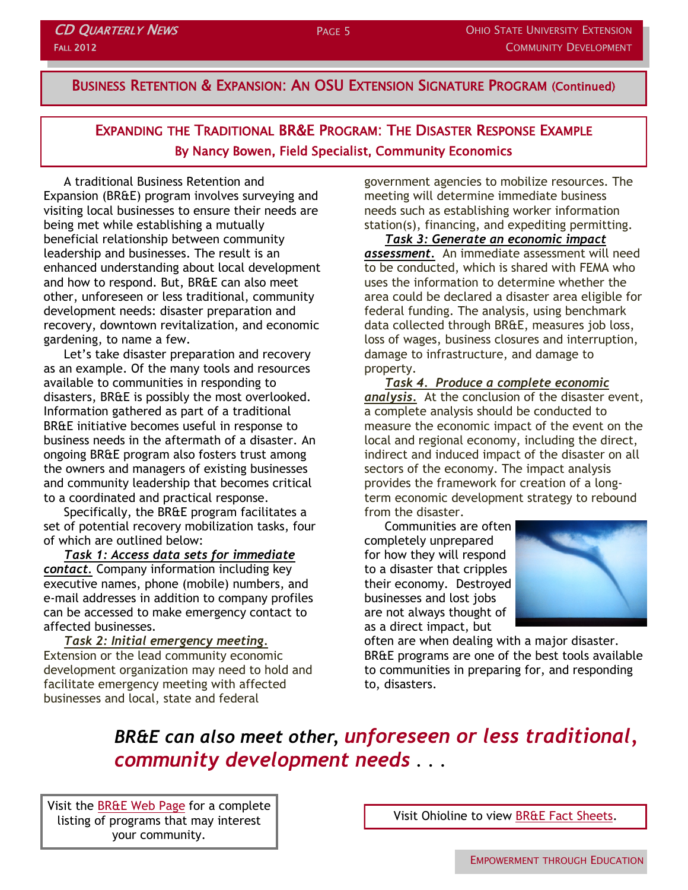## Business Retention & Expansion: An OSU Extension Signature Program (Continued)

### Expanding the Traditional BR&E Program: The Disaster Response Example

**By Nancy Bowen, Field Specialist, Community Economics**

A traditional Business Retention and Expansion (BR&E) program involves surveying and visiting local businesses to ensure their needs are being met while establishing a mutually beneficial relationship between community leadership and businesses. The result is an enhanced understanding about local development and how to respond. But, BR&E can also meet other, unforeseen or less traditional, community development needs: disaster preparation and recovery, downtown revitalization, and economic gardening, to name a few.

Let's take disaster preparation and recovery as an example. Of the many tools and resources available to communities in responding to disasters, BR&E is possibly the most overlooked. Information gathered as part of a traditional BR&E initiative becomes useful in response to business needs in the aftermath of a disaster. An ongoing BR&E program also fosters trust among the owners and managers of existing businesses and community leadership that becomes critical to a coordinated and practical response.

Specifically, the BR&E program facilitates a set of potential recovery mobilization tasks, four of which are outlined below:

***Task 1: Access data sets for immediate contact.*** Company information including key executive names, phone (mobile) numbers, and e-mail addresses in addition to company profiles can be accessed to make emergency contact to affected businesses.

***Task 2: Initial emergency meeting.*** Extension or the lead community economic development organization may need to hold and facilitate emergency meeting with affected businesses and local, state and federal government agencies to mobilize resources. The meeting will determine immediate business needs such as establishing worker information station(s), financing, and expediting permitting.

***Task 3: Generate an economic impact assessment.*** An immediate assessment will need to be conducted, which is shared with FEMA who uses the information to determine whether the area could be declared a disaster area eligible for federal funding. The analysis, using benchmark data collected through BR&E, measures job loss, loss of wages, business closures and interruption, damage to infrastructure, and damage to property.

***Task 4. Produce a complete economic analysis.*** At the conclusion of the disaster event, a complete analysis should be conducted to measure the economic impact of the event on the local and regional economy, including the direct, indirect and induced impact of the disaster on all sectors of the economy. The impact analysis provides the framework for creation of a long-term economic development strategy to rebound from the disaster.

Communities are often completely unprepared for how they will respond to a disaster that cripples their economy. Destroyed businesses and lost jobs are not always thought of as a direct impact, but often are when dealing with a major disaster. BR&E programs are one of the best tools available to communities in preparing for, and responding to, disasters.

***BR&E can also meet other, unforeseen or less traditional, community development needs . . .***

Visit the BR&E Web Page for a complete listing of programs that may interest your community.

Visit Ohioline to view BR&E Fact Sheets.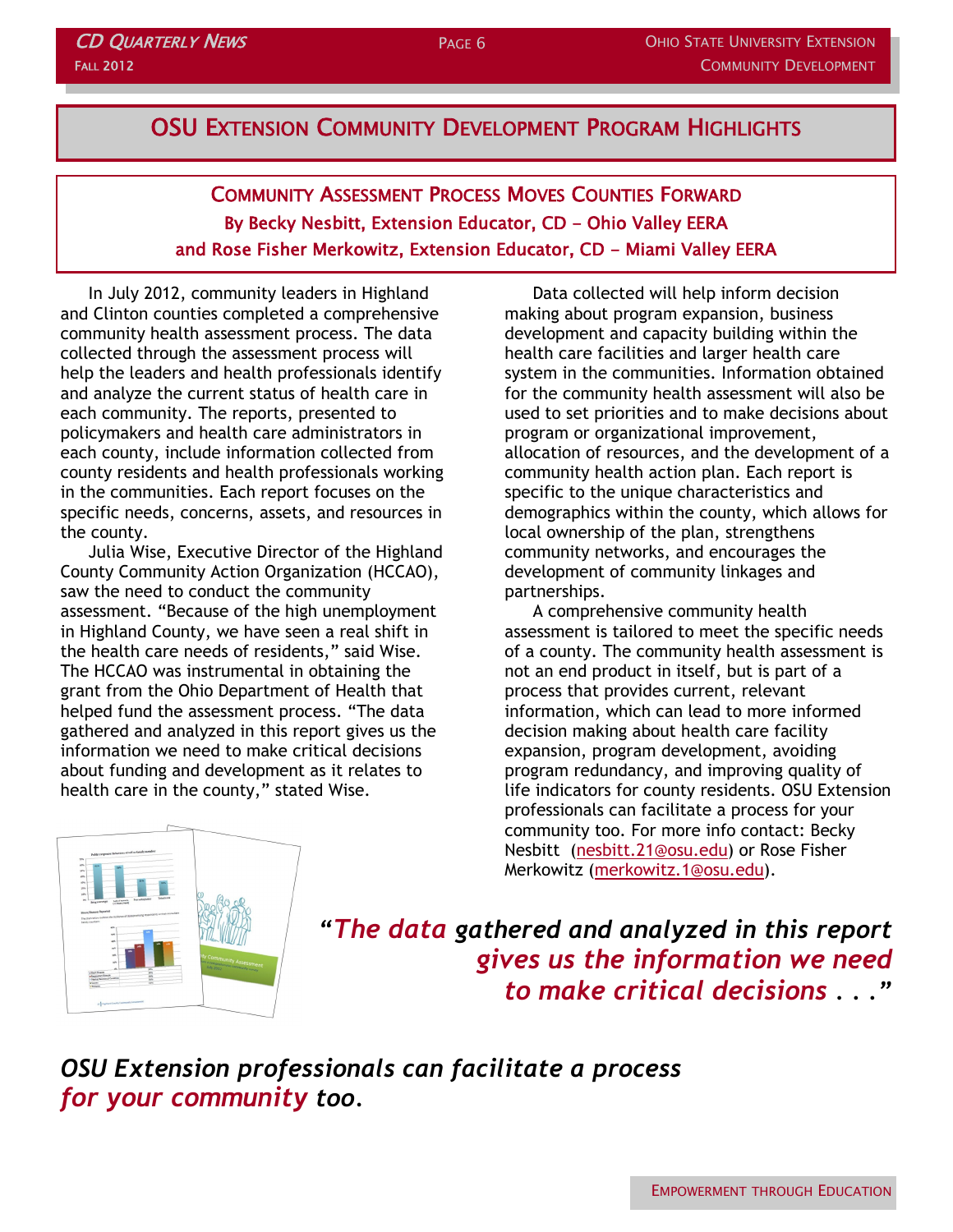# OSU Extension Community Development Program Highlights

## Community Assessment Process Moves Counties Forward

**By Becky Nesbitt, Extension Educator, CD – Ohio Valley EERA**
**and Rose Fisher Merkowitz, Extension Educator, CD – Miami Valley EERA**

In July 2012, community leaders in Highland and Clinton counties completed a comprehensive community health assessment process. The data collected through the assessment process will help the leaders and health professionals identify and analyze the current status of health care in each community. The reports, presented to policymakers and health care administrators in each county, include information collected from county residents and health professionals working in the communities. Each report focuses on the specific needs, concerns, assets, and resources in the county.

Julia Wise, Executive Director of the Highland County Community Action Organization (HCCAO), saw the need to conduct the community assessment. "Because of the high unemployment in Highland County, we have seen a real shift in the health care needs of residents," said Wise. The HCCAO was instrumental in obtaining the grant from the Ohio Department of Health that helped fund the assessment process. "The data gathered and analyzed in this report gives us the information we need to make critical decisions about funding and development as it relates to health care in the county," stated Wise.

Data collected will help inform decision making about program expansion, business development and capacity building within the health care facilities and larger health care system in the communities. Information obtained for the community health assessment will also be used to set priorities and to make decisions about program or organizational improvement, allocation of resources, and the development of a community health action plan. Each report is specific to the unique characteristics and demographics within the county, which allows for local ownership of the plan, strengthens community networks, and encourages the development of community linkages and partnerships.

A comprehensive community health assessment is tailored to meet the specific needs of a county. The community health assessment is not an end product in itself, but is part of a process that provides current, relevant information, which can lead to more informed decision making about health care facility expansion, program development, avoiding program redundancy, and improving quality of life indicators for county residents. OSU Extension professionals can facilitate a process for your community too. For more info contact: Becky Nesbitt (nesbitt.21@osu.edu) or Rose Fisher Merkowitz (merkowitz.1@osu.edu).

*"The data gathered and analyzed in this report gives us the information we need to make critical decisions . . ."*

***OSU Extension professionals can facilitate a process for your community too.***

Empowerment through Education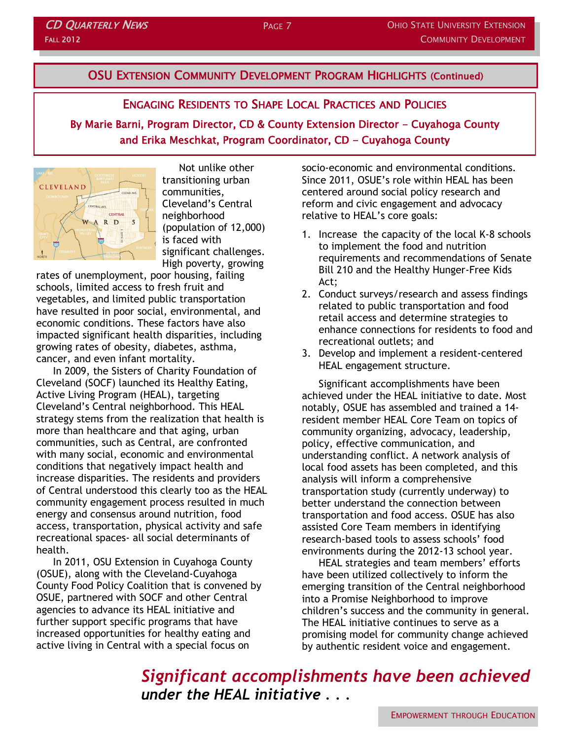## OSU Extension Community Development Program Highlights (Continued)

### Engaging Residents to Shape Local Practices and Policies

**By Marie Barni, Program Director, CD & County Extension Director – Cuyahoga County and Erika Meschkat, Program Coordinator, CD – Cuyahoga County**

Not unlike other transitioning urban communities, Cleveland's Central neighborhood (population of 12,000) is faced with significant challenges. High poverty, growing rates of unemployment, poor housing, failing schools, limited access to fresh fruit and vegetables, and limited public transportation have resulted in poor social, environmental, and economic conditions. These factors have also impacted significant health disparities, including growing rates of obesity, diabetes, asthma, cancer, and even infant mortality.

In 2009, the Sisters of Charity Foundation of Cleveland (SOCF) launched its Healthy Eating, Active Living Program (HEAL), targeting Cleveland's Central neighborhood. This HEAL strategy stems from the realization that health is more than healthcare and that aging, urban communities, such as Central, are confronted with many social, economic and environmental conditions that negatively impact health and increase disparities. The residents and providers of Central understood this clearly too as the HEAL community engagement process resulted in much energy and consensus around nutrition, food access, transportation, physical activity and safe recreational spaces- all social determinants of health.

In 2011, OSU Extension in Cuyahoga County (OSUE), along with the Cleveland-Cuyahoga County Food Policy Coalition that is convened by OSUE, partnered with SOCF and other Central agencies to advance its HEAL initiative and further support specific programs that have increased opportunities for healthy eating and active living in Central with a special focus on socio-economic and environmental conditions. Since 2011, OSUE's role within HEAL has been centered around social policy research and reform and civic engagement and advocacy relative to HEAL's core goals:

1. Increase the capacity of the local K-8 schools to implement the food and nutrition requirements and recommendations of Senate Bill 210 and the Healthy Hunger-Free Kids Act;
2. Conduct surveys/research and assess findings related to public transportation and food retail access and determine strategies to enhance connections for residents to food and recreational outlets; and
3. Develop and implement a resident-centered HEAL engagement structure.

Significant accomplishments have been achieved under the HEAL initiative to date. Most notably, OSUE has assembled and trained a 14-resident member HEAL Core Team on topics of community organizing, advocacy, leadership, policy, effective communication, and understanding conflict. A network analysis of local food assets has been completed, and this analysis will inform a comprehensive transportation study (currently underway) to better understand the connection between transportation and food access. OSUE has also assisted Core Team members in identifying research-based tools to assess schools' food environments during the 2012-13 school year.

HEAL strategies and team members' efforts have been utilized collectively to inform the emerging transition of the Central neighborhood into a Promise Neighborhood to improve children's success and the community in general. The HEAL initiative continues to serve as a promising model for community change achieved by authentic resident voice and engagement.

***Significant accomplishments have been achieved under the HEAL initiative . . .***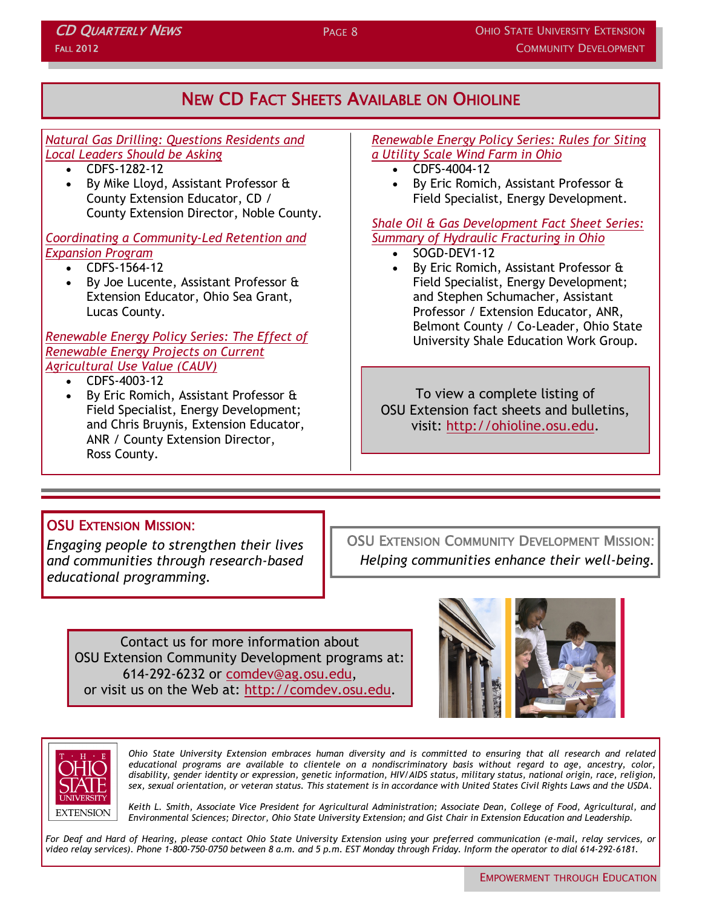## New CD Fact Sheets Available on Ohioline

*Natural Gas Drilling: Questions Residents and Local Leaders Should be Asking*

- CDFS-1282-12
- By Mike Lloyd, Assistant Professor & County Extension Educator, CD / County Extension Director, Noble County.

*Coordinating a Community-Led Retention and Expansion Program*

- CDFS-1564-12
- By Joe Lucente, Assistant Professor & Extension Educator, Ohio Sea Grant, Lucas County.

*Renewable Energy Policy Series: The Effect of Renewable Energy Projects on Current Agricultural Use Value (CAUV)*

- CDFS-4003-12
- By Eric Romich, Assistant Professor & Field Specialist, Energy Development; and Chris Bruynis, Extension Educator, ANR / County Extension Director, Ross County.

*Renewable Energy Policy Series: Rules for Siting a Utility Scale Wind Farm in Ohio*

- CDFS-4004-12
- By Eric Romich, Assistant Professor & Field Specialist, Energy Development.

*Shale Oil & Gas Development Fact Sheet Series: Summary of Hydraulic Fracturing in Ohio*

- SOGD-DEV1-12
- By Eric Romich, Assistant Professor & Field Specialist, Energy Development; and Stephen Schumacher, Assistant Professor / Extension Educator, ANR, Belmont County / Co-Leader, Ohio State University Shale Education Work Group.

To view a complete listing of OSU Extension fact sheets and bulletins, visit: http://ohioline.osu.edu.

### OSU Extension Mission:

*Engaging people to strengthen their lives and communities through research-based educational programming.*

### OSU Extension Community Development Mission:

*Helping communities enhance their well-being.*

Contact us for more information about OSU Extension Community Development programs at: 614-292-6232 or comdev@ag.osu.edu, or visit us on the Web at: http://comdev.osu.edu.

*Ohio State University Extension embraces human diversity and is committed to ensuring that all research and related educational programs are available to clientele on a nondiscriminatory basis without regard to age, ancestry, color, disability, gender identity or expression, genetic information, HIV/AIDS status, military status, national origin, race, religion, sex, sexual orientation, or veteran status. This statement is in accordance with United States Civil Rights Laws and the USDA.*

*Keith L. Smith, Associate Vice President for Agricultural Administration; Associate Dean, College of Food, Agricultural, and Environmental Sciences; Director, Ohio State University Extension; and Gist Chair in Extension Education and Leadership.*

*For Deaf and Hard of Hearing, please contact Ohio State University Extension using your preferred communication (e-mail, relay services, or video relay services). Phone 1-800-750-0750 between 8 a.m. and 5 p.m. EST Monday through Friday. Inform the operator to dial 614-292-6181.*

Empowerment through Education